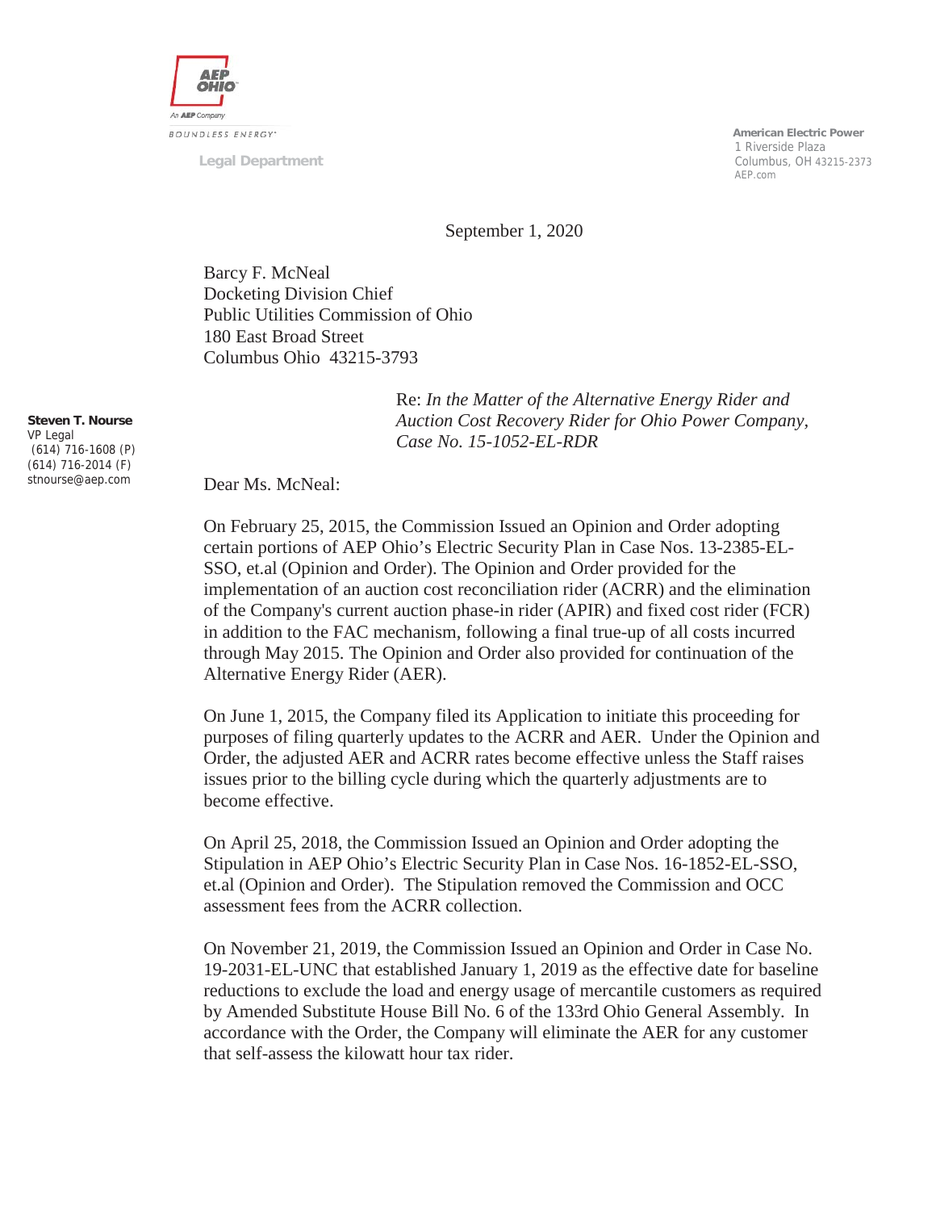AEP OHIO

An AEP Company

BOUNDLESS ENERGY

Legal Department

American Electric Power
1 Riverside Plaza
Columbus, OH 43215-2373
AEP.com

September 1, 2020

Barcy F. McNeal
Docketing Division Chief
Public Utilities Commission of Ohio
180 East Broad Street
Columbus Ohio 43215-3793

Steven T. Nourse
VP Legal
(614) 716-1608 (P)
(614) 716-2014 (F)
stnourse@aep.com

Re: *In the Matter of the Alternative Energy Rider and Auction Cost Recovery Rider for Ohio Power Company, Case No. 15-1052-EL-RDR*

Dear Ms. McNeal:

On February 25, 2015, the Commission Issued an Opinion and Order adopting certain portions of AEP Ohio's Electric Security Plan in Case Nos. 13-2385-EL-SSO, et.al (Opinion and Order). The Opinion and Order provided for the implementation of an auction cost reconciliation rider (ACRR) and the elimination of the Company's current auction phase-in rider (APIR) and fixed cost rider (FCR) in addition to the FAC mechanism, following a final true-up of all costs incurred through May 2015. The Opinion and Order also provided for continuation of the Alternative Energy Rider (AER).

On June 1, 2015, the Company filed its Application to initiate this proceeding for purposes of filing quarterly updates to the ACRR and AER. Under the Opinion and Order, the adjusted AER and ACRR rates become effective unless the Staff raises issues prior to the billing cycle during which the quarterly adjustments are to become effective.

On April 25, 2018, the Commission Issued an Opinion and Order adopting the Stipulation in AEP Ohio's Electric Security Plan in Case Nos. 16-1852-EL-SSO, et.al (Opinion and Order). The Stipulation removed the Commission and OCC assessment fees from the ACRR collection.

On November 21, 2019, the Commission Issued an Opinion and Order in Case No. 19-2031-EL-UNC that established January 1, 2019 as the effective date for baseline reductions to exclude the load and energy usage of mercantile customers as required by Amended Substitute House Bill No. 6 of the 133rd Ohio General Assembly. In accordance with the Order, the Company will eliminate the AER for any customer that self-assess the kilowatt hour tax rider.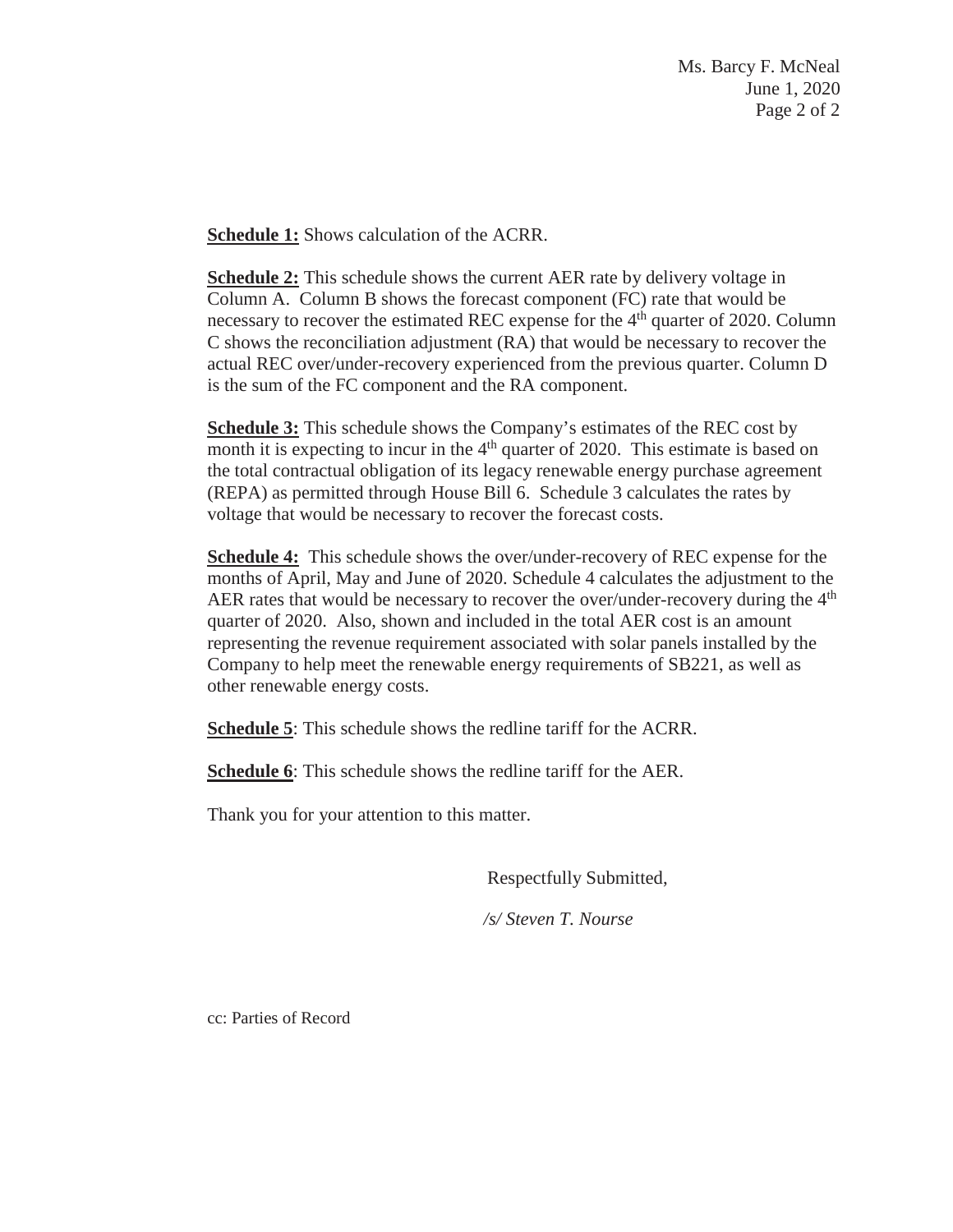**Schedule 1:** Shows calculation of the ACRR.

**Schedule 2:** This schedule shows the current AER rate by delivery voltage in Column A. Column B shows the forecast component (FC) rate that would be necessary to recover the estimated REC expense for the 4th quarter of 2020. Column C shows the reconciliation adjustment (RA) that would be necessary to recover the actual REC over/under-recovery experienced from the previous quarter. Column D is the sum of the FC component and the RA component.

**Schedule 3:** This schedule shows the Company's estimates of the REC cost by month it is expecting to incur in the 4th quarter of 2020. This estimate is based on the total contractual obligation of its legacy renewable energy purchase agreement (REPA) as permitted through House Bill 6. Schedule 3 calculates the rates by voltage that would be necessary to recover the forecast costs.

**Schedule 4:** This schedule shows the over/under-recovery of REC expense for the months of April, May and June of 2020. Schedule 4 calculates the adjustment to the AER rates that would be necessary to recover the over/under-recovery during the 4th quarter of 2020. Also, shown and included in the total AER cost is an amount representing the revenue requirement associated with solar panels installed by the Company to help meet the renewable energy requirements of SB221, as well as other renewable energy costs.

**Schedule 5**: This schedule shows the redline tariff for the ACRR.

**Schedule 6**: This schedule shows the redline tariff for the AER.

Thank you for your attention to this matter.

Respectfully Submitted,

*/s/ Steven T. Nourse*

cc: Parties of Record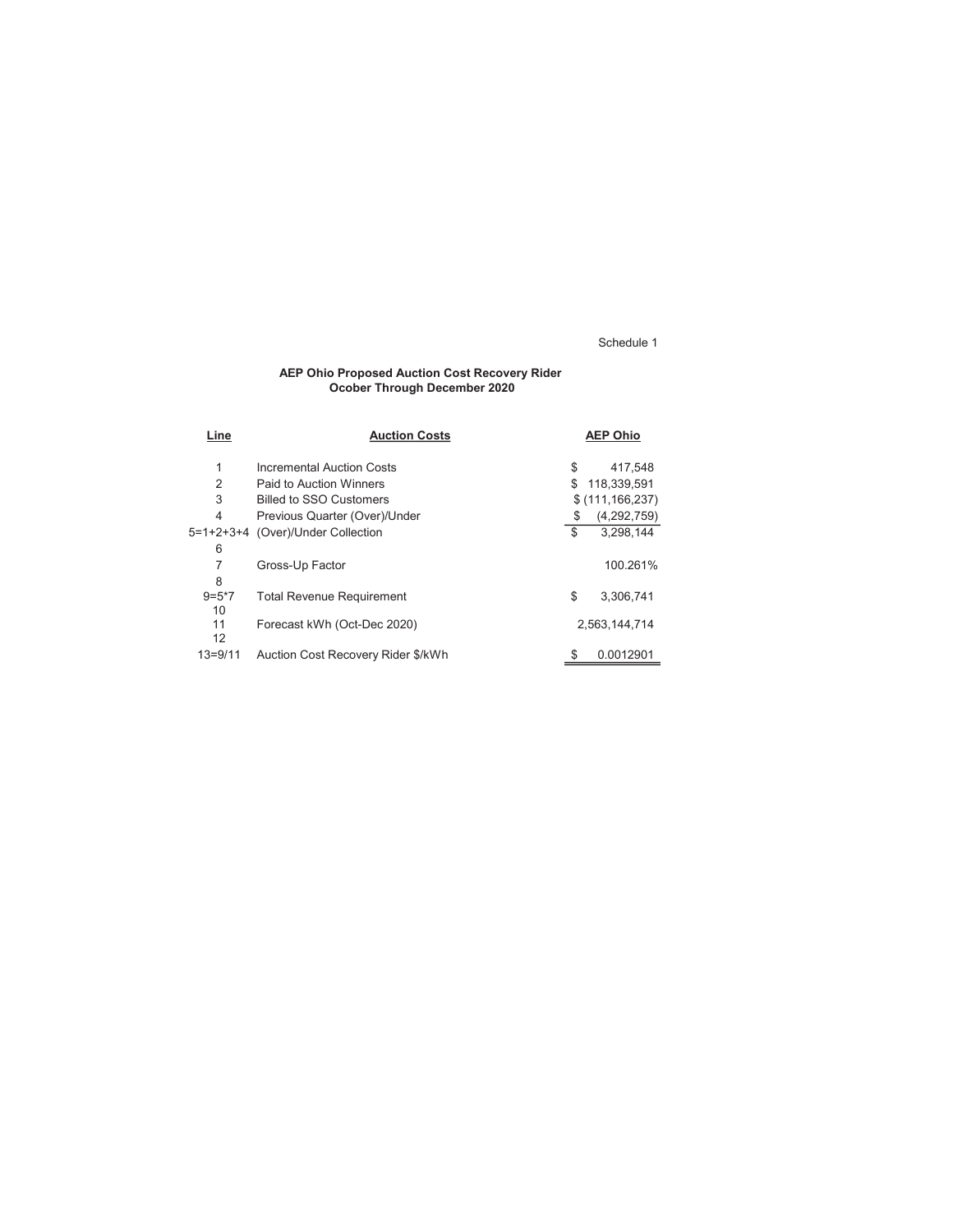Schedule 1

**AEP Ohio Proposed Auction Cost Recovery Rider**
**Ocober Through December 2020**

| Line | Auction Costs | AEP Ohio |
|---|---|---|
| 1 | Incremental Auction Costs | $ 417,548 |
| 2 | Paid to Auction Winners | $ 118,339,591 |
| 3 | Billed to SSO Customers | $ (111,166,237) |
| 4 | Previous Quarter (Over)/Under | $ (4,292,759) |
| 5=1+2+3+4 | (Over)/Under Collection | $ 3,298,144 |
| 6 | | |
| 7 | Gross-Up Factor | 100.261% |
| 8 | | |
| 9=5*7 | Total Revenue Requirement | $ 3,306,741 |
| 10 | | |
| 11 | Forecast kWh (Oct-Dec 2020) | 2,563,144,714 |
| 12 | | |
| 13=9/11 | Auction Cost Recovery Rider $/kWh | $ 0.0012901 |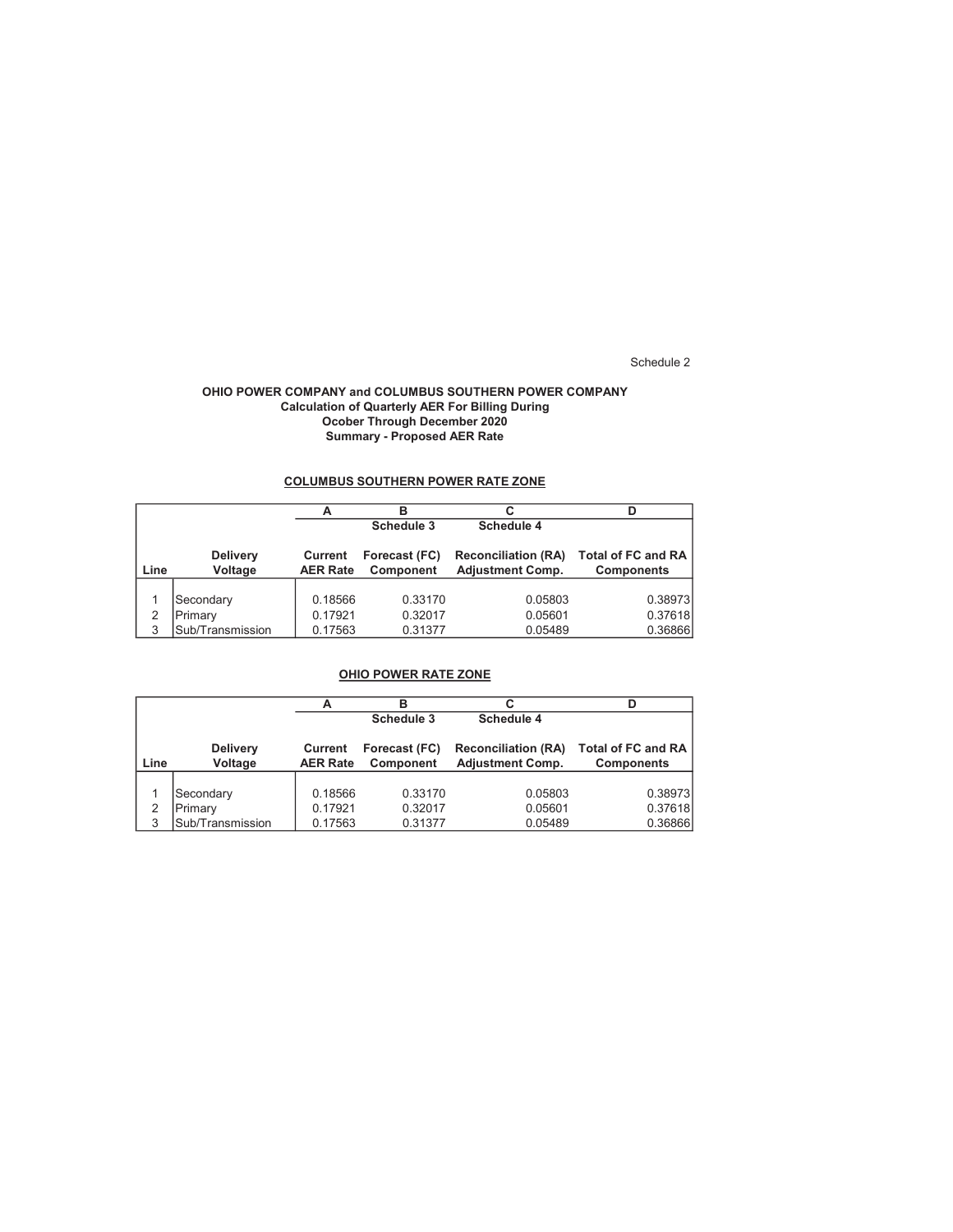Schedule 2

**OHIO POWER COMPANY and COLUMBUS SOUTHERN POWER COMPANY**
**Calculation of Quarterly AER For Billing During**
**Ocober Through December 2020**
**Summary - Proposed AER Rate**

**COLUMBUS SOUTHERN POWER RATE ZONE**

| | | A | B | C | D |
|---|---|---|---|---|---|
| | | | Schedule 3 | Schedule 4 | |
| Line | Delivery Voltage | Current AER Rate | Forecast (FC) Component | Reconciliation (RA) Adjustment Comp. | Total of FC and RA Components |
| 1 | Secondary | 0.18566 | 0.33170 | 0.05803 | 0.38973 |
| 2 | Primary | 0.17921 | 0.32017 | 0.05601 | 0.37618 |
| 3 | Sub/Transmission | 0.17563 | 0.31377 | 0.05489 | 0.36866 |

**OHIO POWER RATE ZONE**

| | | A | B | C | D |
|---|---|---|---|---|---|
| | | | Schedule 3 | Schedule 4 | |
| Line | Delivery Voltage | Current AER Rate | Forecast (FC) Component | Reconciliation (RA) Adjustment Comp. | Total of FC and RA Components |
| 1 | Secondary | 0.18566 | 0.33170 | 0.05803 | 0.38973 |
| 2 | Primary | 0.17921 | 0.32017 | 0.05601 | 0.37618 |
| 3 | Sub/Transmission | 0.17563 | 0.31377 | 0.05489 | 0.36866 |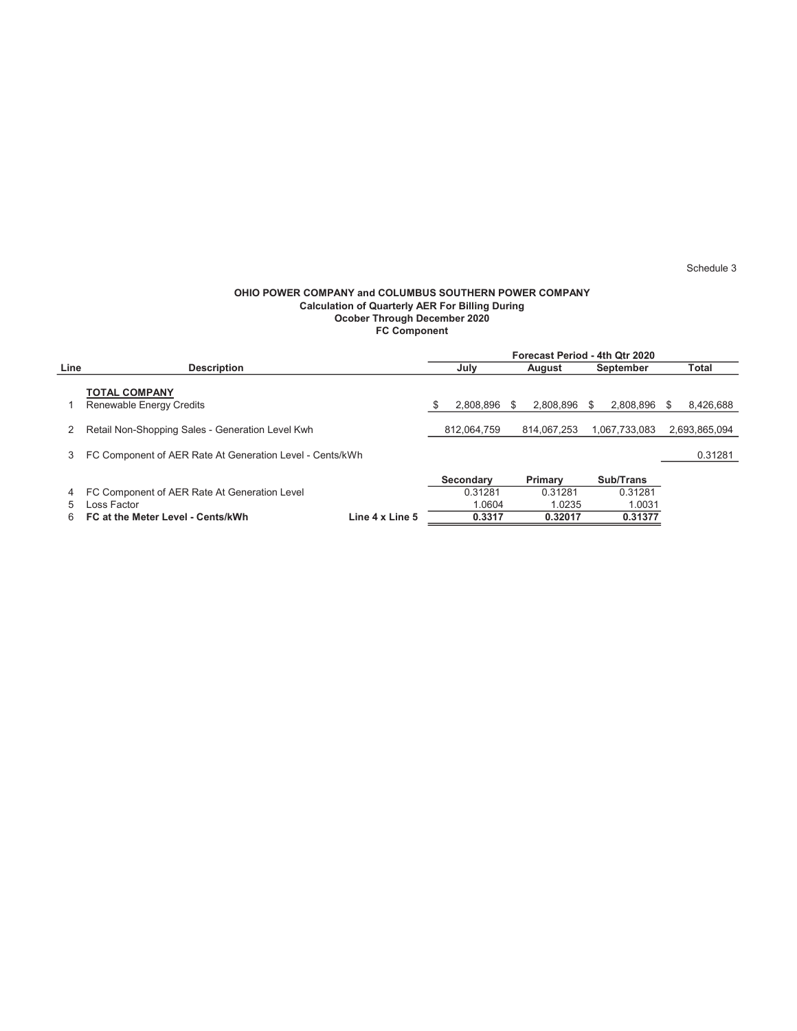Schedule 3

**OHIO POWER COMPANY and COLUMBUS SOUTHERN POWER COMPANY**
**Calculation of Quarterly AER For Billing During**
**Ocober Through December 2020**
**FC Component**

| Line | Description | | Forecast Period - 4th Qtr 2020 | | | |
|---|---|---|---|---|---|---|
| | | | July | August | September | Total |
| | **TOTAL COMPANY** | | | | | |
| 1 | Renewable Energy Credits | | $ 2,808,896 | $ 2,808,896 | $ 2,808,896 | $ 8,426,688 |
| 2 | Retail Non-Shopping Sales - Generation Level Kwh | | 812,064,759 | 814,067,253 | 1,067,733,083 | 2,693,865,094 |
| 3 | FC Component of AER Rate At Generation Level - Cents/kWh | | | | | 0.31281 |
| | | | **Secondary** | **Primary** | **Sub/Trans** | |
| 4 | FC Component of AER Rate At Generation Level | | 0.31281 | 0.31281 | 0.31281 | |
| 5 | Loss Factor | | 1.0604 | 1.0235 | 1.0031 | |
| 6 | **FC at the Meter Level - Cents/kWh** | **Line 4 x Line 5** | **0.3317** | **0.32017** | **0.31377** | |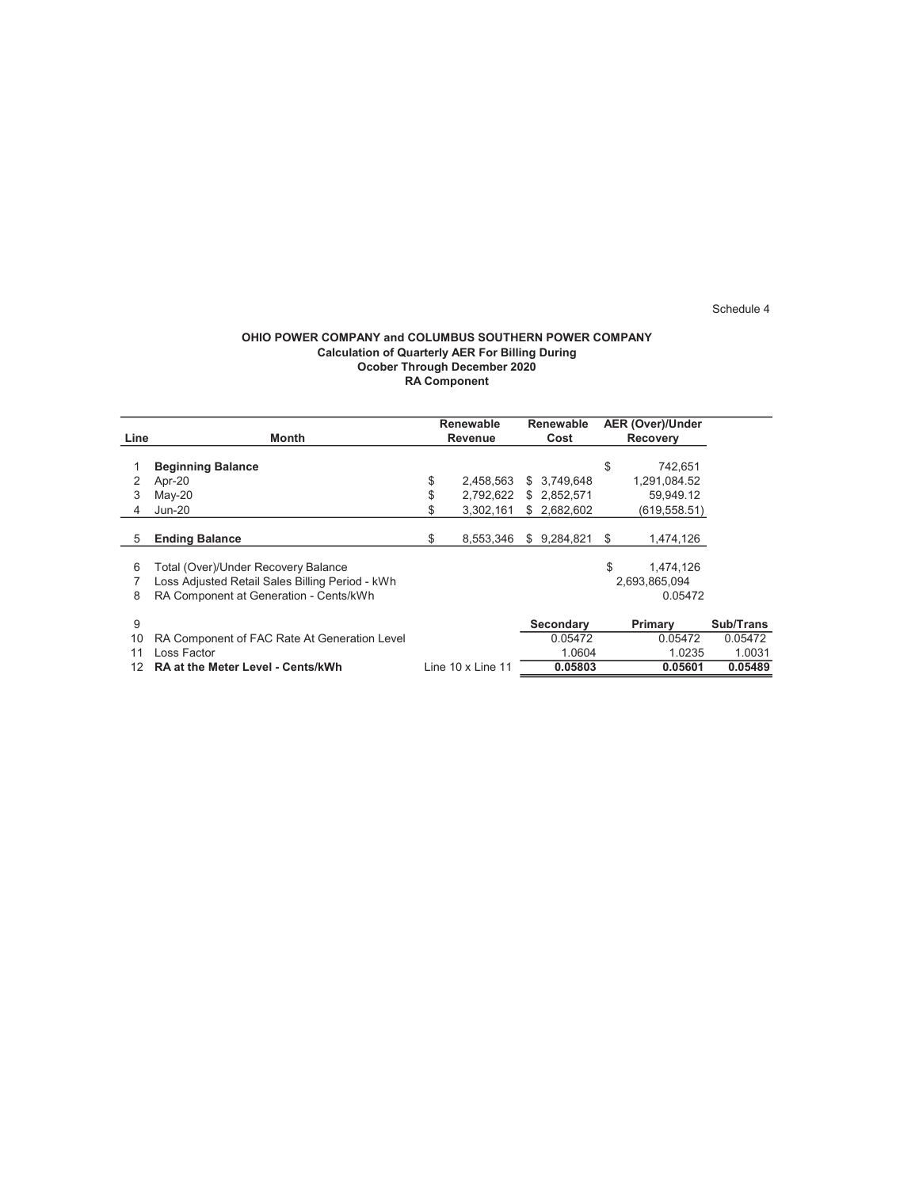Schedule 4

**OHIO POWER COMPANY and COLUMBUS SOUTHERN POWER COMPANY**
**Calculation of Quarterly AER For Billing During**
**Ocober Through December 2020**
**RA Component**

| Line | Month | Renewable Revenue | Renewable Cost | AER (Over)/Under Recovery | |
|---|---|---|---|---|---|
| 1 | **Beginning Balance** | | | $ 742,651 | |
| 2 | Apr-20 | $ 2,458,563 | $ 3,749,648 | 1,291,084.52 | |
| 3 | May-20 | $ 2,792,622 | $ 2,852,571 | 59,949.12 | |
| 4 | Jun-20 | $ 3,302,161 | $ 2,682,602 | (619,558.51) | |
| 5 | **Ending Balance** | $ 8,553,346 | $ 9,284,821 | $ 1,474,126 | |
| 6 | Total (Over)/Under Recovery Balance | | | $ 1,474,126 | |
| 7 | Loss Adjusted Retail Sales Billing Period - kWh | | | 2,693,865,094 | |
| 8 | RA Component at Generation - Cents/kWh | | | 0.05472 | |
| 9 | | | **Secondary** | **Primary** | **Sub/Trans** |
| 10 | RA Component of FAC Rate At Generation Level | | 0.05472 | 0.05472 | 0.05472 |
| 11 | Loss Factor | | 1.0604 | 1.0235 | 1.0031 |
| 12 | **RA at the Meter Level - Cents/kWh** | Line 10 x Line 11 | **0.05803** | **0.05601** | **0.05489** |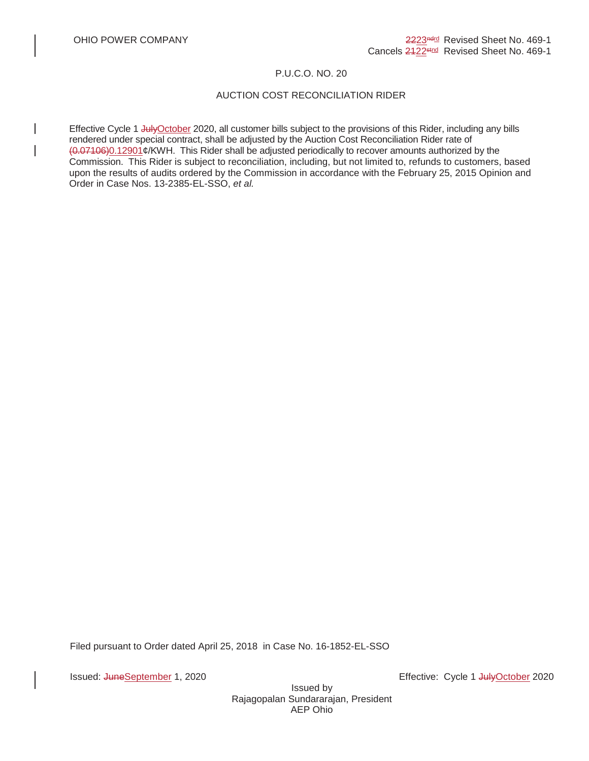OHIO POWER COMPANY

~~22~~23~~nd~~rd Revised Sheet No. 469-1
Cancels ~~21~~22~~st~~nd Revised Sheet No. 469-1

P.U.C.O. NO. 20

AUCTION COST RECONCILIATION RIDER

Effective Cycle 1 ~~July~~October 2020, all customer bills subject to the provisions of this Rider, including any bills rendered under special contract, shall be adjusted by the Auction Cost Reconciliation Rider rate of ~~(0.07106)~~0.12901¢/KWH. This Rider shall be adjusted periodically to recover amounts authorized by the Commission. This Rider is subject to reconciliation, including, but not limited to, refunds to customers, based upon the results of audits ordered by the Commission in accordance with the February 25, 2015 Opinion and Order in Case Nos. 13-2385-EL-SSO, *et al.*

Filed pursuant to Order dated April 25, 2018 in Case No. 16-1852-EL-SSO

Issued: ~~June~~September 1, 2020

Effective: Cycle 1 ~~July~~October 2020

Issued by
Rajagopalan Sundararajan, President
AEP Ohio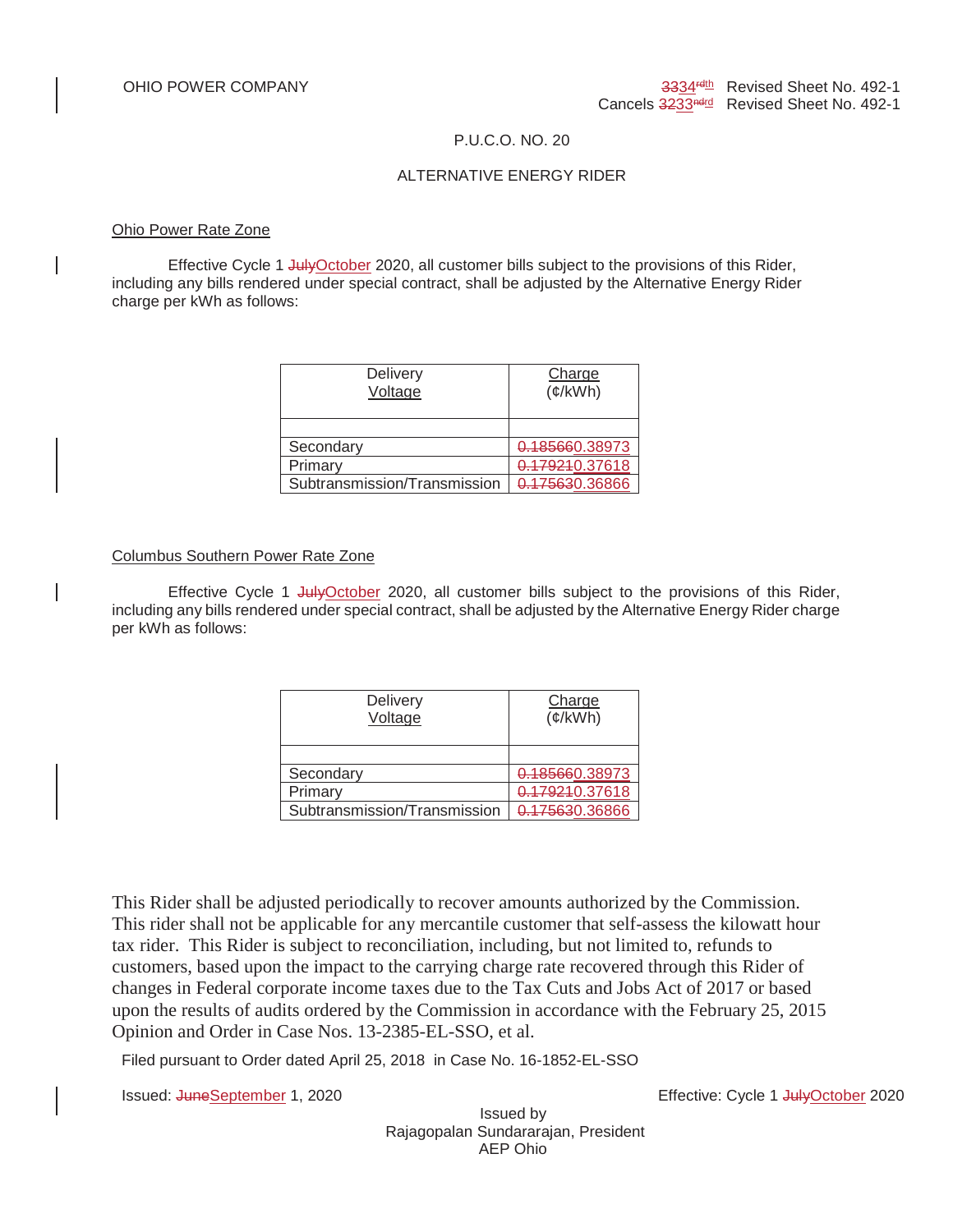OHIO POWER COMPANY

~~33~~34~~rd~~th Revised Sheet No. 492-1
Cancels ~~32~~33~~nd~~rd Revised Sheet No. 492-1

P.U.C.O. NO. 20

ALTERNATIVE ENERGY RIDER

Ohio Power Rate Zone

Effective Cycle 1 ~~July~~October 2020, all customer bills subject to the provisions of this Rider, including any bills rendered under special contract, shall be adjusted by the Alternative Energy Rider charge per kWh as follows:

| Delivery Voltage | Charge (¢/kWh) |
|---|---|
| | |
| Secondary | ~~0.18566~~0.38973 |
| Primary | ~~0.17921~~0.37618 |
| Subtransmission/Transmission | ~~0.17563~~0.36866 |

Columbus Southern Power Rate Zone

Effective Cycle 1 ~~July~~October 2020, all customer bills subject to the provisions of this Rider, including any bills rendered under special contract, shall be adjusted by the Alternative Energy Rider charge per kWh as follows:

| Delivery Voltage | Charge (¢/kWh) |
|---|---|
| | |
| Secondary | ~~0.18566~~0.38973 |
| Primary | ~~0.17921~~0.37618 |
| Subtransmission/Transmission | ~~0.17563~~0.36866 |

This Rider shall be adjusted periodically to recover amounts authorized by the Commission. This rider shall not be applicable for any mercantile customer that self-assess the kilowatt hour tax rider. This Rider is subject to reconciliation, including, but not limited to, refunds to customers, based upon the impact to the carrying charge rate recovered through this Rider of changes in Federal corporate income taxes due to the Tax Cuts and Jobs Act of 2017 or based upon the results of audits ordered by the Commission in accordance with the February 25, 2015 Opinion and Order in Case Nos. 13-2385-EL-SSO, et al.

Filed pursuant to Order dated April 25, 2018 in Case No. 16-1852-EL-SSO

Issued: ~~June~~September 1, 2020

Effective: Cycle 1 ~~July~~October 2020

Issued by
Rajagopalan Sundararajan, President
AEP Ohio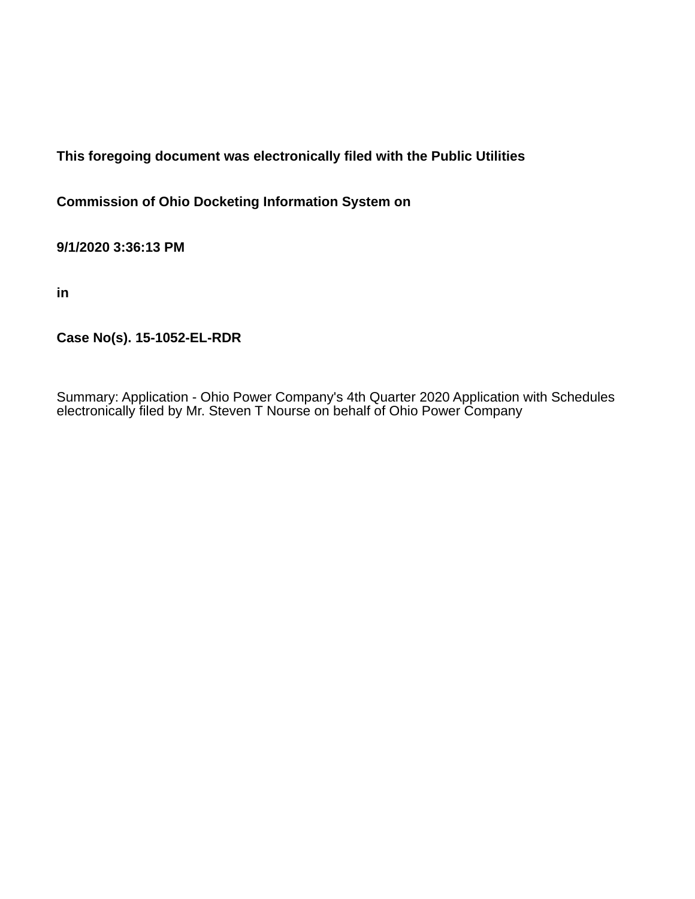**This foregoing document was electronically filed with the Public Utilities**

**Commission of Ohio Docketing Information System on**

**9/1/2020 3:36:13 PM**

**in**

**Case No(s). 15-1052-EL-RDR**

Summary: Application - Ohio Power Company's 4th Quarter 2020 Application with Schedules electronically filed by Mr. Steven T Nourse on behalf of Ohio Power Company